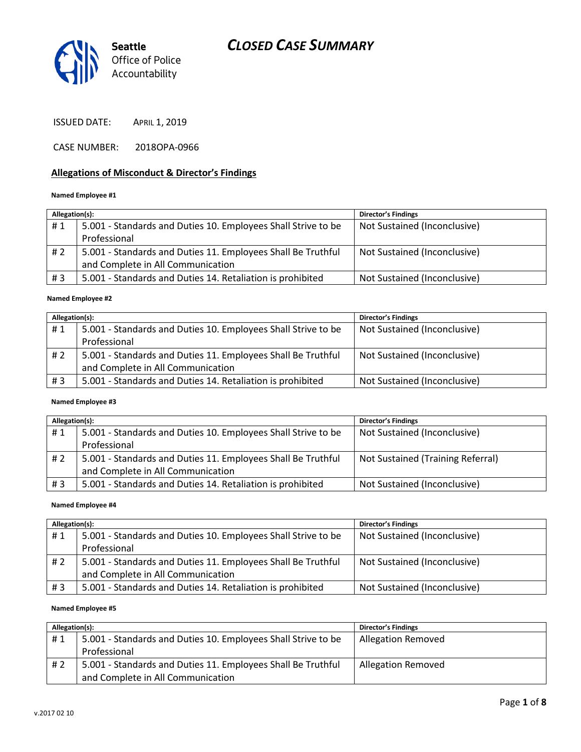Seattle Office of Police Accountability

# CLOSED CASE SUMMARY

ISSUED DATE: APRIL 1, 2019

CASE NUMBER: 2018OPA-0966

## Allegations of Misconduct & Director's Findings

**Named Employee #1**

| Allegation(s): | | Director's Findings |
|---|---|---|
| # 1 | 5.001 - Standards and Duties 10. Employees Shall Strive to be Professional | Not Sustained (Inconclusive) |
| # 2 | 5.001 - Standards and Duties 11. Employees Shall Be Truthful and Complete in All Communication | Not Sustained (Inconclusive) |
| # 3 | 5.001 - Standards and Duties 14. Retaliation is prohibited | Not Sustained (Inconclusive) |

**Named Employee #2**

| Allegation(s): | | Director's Findings |
|---|---|---|
| # 1 | 5.001 - Standards and Duties 10. Employees Shall Strive to be Professional | Not Sustained (Inconclusive) |
| # 2 | 5.001 - Standards and Duties 11. Employees Shall Be Truthful and Complete in All Communication | Not Sustained (Inconclusive) |
| # 3 | 5.001 - Standards and Duties 14. Retaliation is prohibited | Not Sustained (Inconclusive) |

**Named Employee #3**

| Allegation(s): | | Director's Findings |
|---|---|---|
| # 1 | 5.001 - Standards and Duties 10. Employees Shall Strive to be Professional | Not Sustained (Inconclusive) |
| # 2 | 5.001 - Standards and Duties 11. Employees Shall Be Truthful and Complete in All Communication | Not Sustained (Training Referral) |
| # 3 | 5.001 - Standards and Duties 14. Retaliation is prohibited | Not Sustained (Inconclusive) |

**Named Employee #4**

| Allegation(s): | | Director's Findings |
|---|---|---|
| # 1 | 5.001 - Standards and Duties 10. Employees Shall Strive to be Professional | Not Sustained (Inconclusive) |
| # 2 | 5.001 - Standards and Duties 11. Employees Shall Be Truthful and Complete in All Communication | Not Sustained (Inconclusive) |
| # 3 | 5.001 - Standards and Duties 14. Retaliation is prohibited | Not Sustained (Inconclusive) |

**Named Employee #5**

| Allegation(s): | | Director's Findings |
|---|---|---|
| # 1 | 5.001 - Standards and Duties 10. Employees Shall Strive to be Professional | Allegation Removed |
| # 2 | 5.001 - Standards and Duties 11. Employees Shall Be Truthful and Complete in All Communication | Allegation Removed |

v.2017 02 10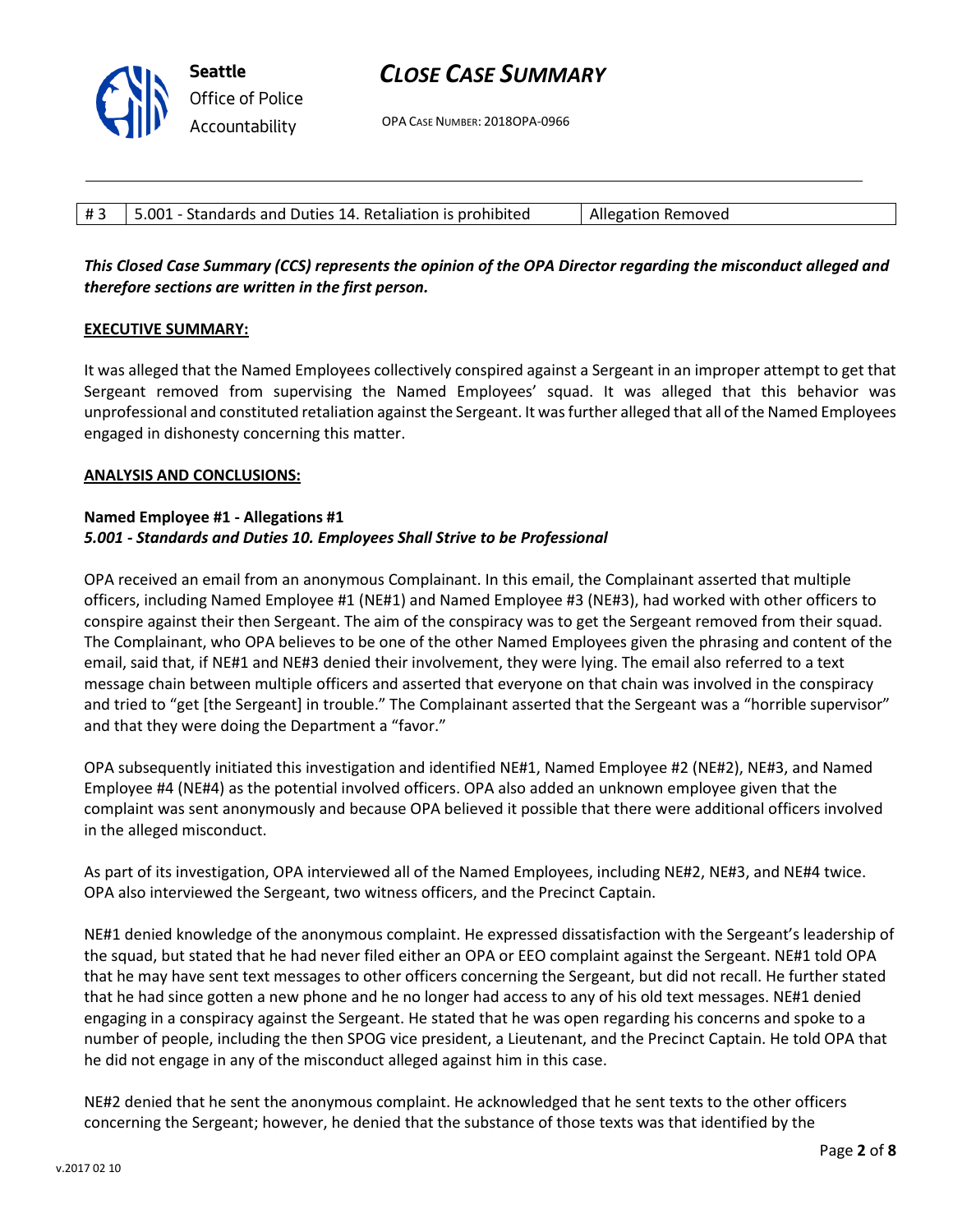| # 3 | 5.001 - Standards and Duties 14. Retaliation is prohibited | Allegation Removed |
|---|---|---|

***This Closed Case Summary (CCS) represents the opinion of the OPA Director regarding the misconduct alleged and therefore sections are written in the first person.***

**EXECUTIVE SUMMARY:**

It was alleged that the Named Employees collectively conspired against a Sergeant in an improper attempt to get that Sergeant removed from supervising the Named Employees' squad. It was alleged that this behavior was unprofessional and constituted retaliation against the Sergeant. It was further alleged that all of the Named Employees engaged in dishonesty concerning this matter.

**ANALYSIS AND CONCLUSIONS:**

**Named Employee #1 - Allegations #1**
***5.001 - Standards and Duties 10. Employees Shall Strive to be Professional***

OPA received an email from an anonymous Complainant. In this email, the Complainant asserted that multiple officers, including Named Employee #1 (NE#1) and Named Employee #3 (NE#3), had worked with other officers to conspire against their then Sergeant. The aim of the conspiracy was to get the Sergeant removed from their squad. The Complainant, who OPA believes to be one of the other Named Employees given the phrasing and content of the email, said that, if NE#1 and NE#3 denied their involvement, they were lying. The email also referred to a text message chain between multiple officers and asserted that everyone on that chain was involved in the conspiracy and tried to "get [the Sergeant] in trouble." The Complainant asserted that the Sergeant was a "horrible supervisor" and that they were doing the Department a "favor."

OPA subsequently initiated this investigation and identified NE#1, Named Employee #2 (NE#2), NE#3, and Named Employee #4 (NE#4) as the potential involved officers. OPA also added an unknown employee given that the complaint was sent anonymously and because OPA believed it possible that there were additional officers involved in the alleged misconduct.

As part of its investigation, OPA interviewed all of the Named Employees, including NE#2, NE#3, and NE#4 twice. OPA also interviewed the Sergeant, two witness officers, and the Precinct Captain.

NE#1 denied knowledge of the anonymous complaint. He expressed dissatisfaction with the Sergeant's leadership of the squad, but stated that he had never filed either an OPA or EEO complaint against the Sergeant. NE#1 told OPA that he may have sent text messages to other officers concerning the Sergeant, but did not recall. He further stated that he had since gotten a new phone and he no longer had access to any of his old text messages. NE#1 denied engaging in a conspiracy against the Sergeant. He stated that he was open regarding his concerns and spoke to a number of people, including the then SPOG vice president, a Lieutenant, and the Precinct Captain. He told OPA that he did not engage in any of the misconduct alleged against him in this case.

NE#2 denied that he sent the anonymous complaint. He acknowledged that he sent texts to the other officers concerning the Sergeant; however, he denied that the substance of those texts was that identified by the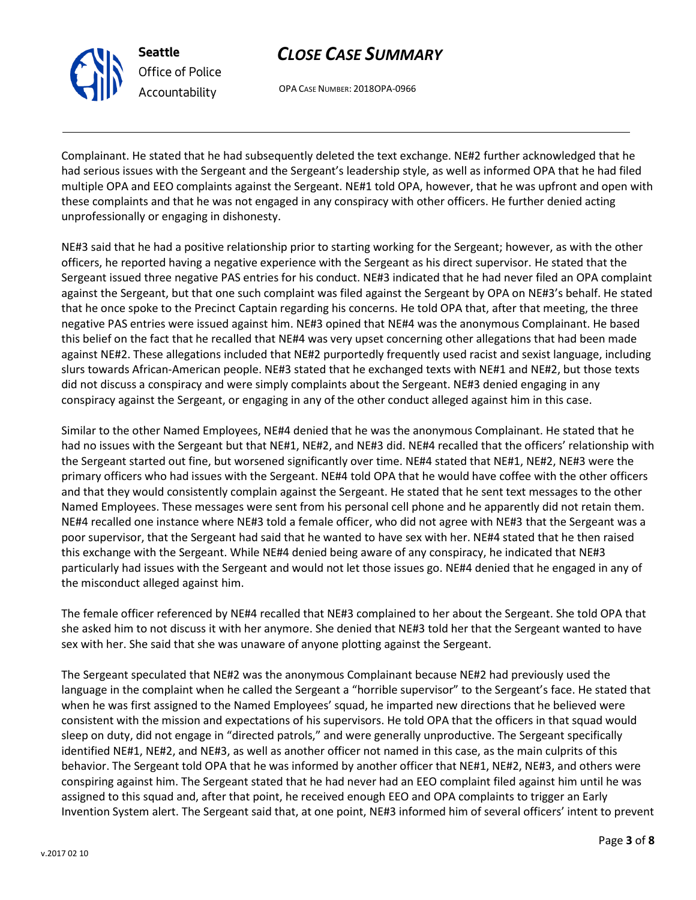Complainant. He stated that he had subsequently deleted the text exchange. NE#2 further acknowledged that he had serious issues with the Sergeant and the Sergeant's leadership style, as well as informed OPA that he had filed multiple OPA and EEO complaints against the Sergeant. NE#1 told OPA, however, that he was upfront and open with these complaints and that he was not engaged in any conspiracy with other officers. He further denied acting unprofessionally or engaging in dishonesty.

NE#3 said that he had a positive relationship prior to starting working for the Sergeant; however, as with the other officers, he reported having a negative experience with the Sergeant as his direct supervisor. He stated that the Sergeant issued three negative PAS entries for his conduct. NE#3 indicated that he had never filed an OPA complaint against the Sergeant, but that one such complaint was filed against the Sergeant by OPA on NE#3's behalf. He stated that he once spoke to the Precinct Captain regarding his concerns. He told OPA that, after that meeting, the three negative PAS entries were issued against him. NE#3 opined that NE#4 was the anonymous Complainant. He based this belief on the fact that he recalled that NE#4 was very upset concerning other allegations that had been made against NE#2. These allegations included that NE#2 purportedly frequently used racist and sexist language, including slurs towards African-American people. NE#3 stated that he exchanged texts with NE#1 and NE#2, but those texts did not discuss a conspiracy and were simply complaints about the Sergeant. NE#3 denied engaging in any conspiracy against the Sergeant, or engaging in any of the other conduct alleged against him in this case.

Similar to the other Named Employees, NE#4 denied that he was the anonymous Complainant. He stated that he had no issues with the Sergeant but that NE#1, NE#2, and NE#3 did. NE#4 recalled that the officers' relationship with the Sergeant started out fine, but worsened significantly over time. NE#4 stated that NE#1, NE#2, NE#3 were the primary officers who had issues with the Sergeant. NE#4 told OPA that he would have coffee with the other officers and that they would consistently complain against the Sergeant. He stated that he sent text messages to the other Named Employees. These messages were sent from his personal cell phone and he apparently did not retain them. NE#4 recalled one instance where NE#3 told a female officer, who did not agree with NE#3 that the Sergeant was a poor supervisor, that the Sergeant had said that he wanted to have sex with her. NE#4 stated that he then raised this exchange with the Sergeant. While NE#4 denied being aware of any conspiracy, he indicated that NE#3 particularly had issues with the Sergeant and would not let those issues go. NE#4 denied that he engaged in any of the misconduct alleged against him.

The female officer referenced by NE#4 recalled that NE#3 complained to her about the Sergeant. She told OPA that she asked him to not discuss it with her anymore. She denied that NE#3 told her that the Sergeant wanted to have sex with her. She said that she was unaware of anyone plotting against the Sergeant.

The Sergeant speculated that NE#2 was the anonymous Complainant because NE#2 had previously used the language in the complaint when he called the Sergeant a "horrible supervisor" to the Sergeant's face. He stated that when he was first assigned to the Named Employees' squad, he imparted new directions that he believed were consistent with the mission and expectations of his supervisors. He told OPA that the officers in that squad would sleep on duty, did not engage in "directed patrols," and were generally unproductive. The Sergeant specifically identified NE#1, NE#2, and NE#3, as well as another officer not named in this case, as the main culprits of this behavior. The Sergeant told OPA that he was informed by another officer that NE#1, NE#2, NE#3, and others were conspiring against him. The Sergeant stated that he had never had an EEO complaint filed against him until he was assigned to this squad and, after that point, he received enough EEO and OPA complaints to trigger an Early Invention System alert. The Sergeant said that, at one point, NE#3 informed him of several officers' intent to prevent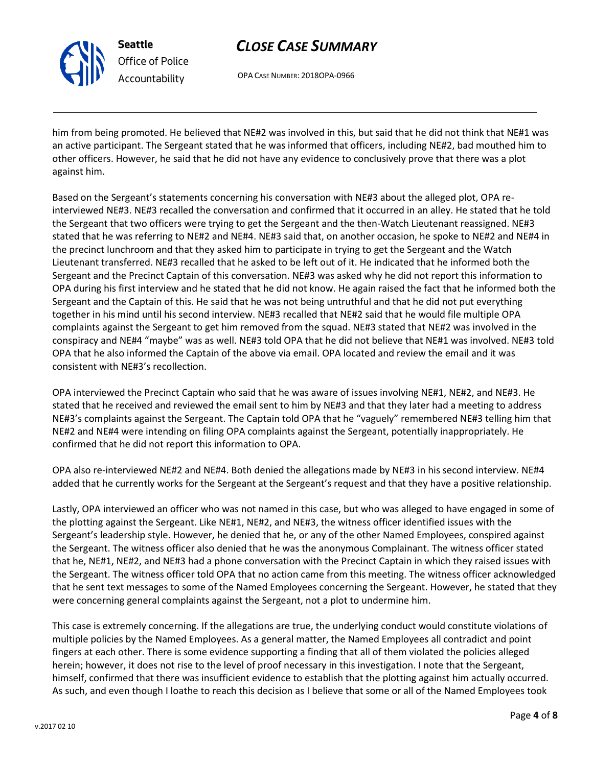him from being promoted. He believed that NE#2 was involved in this, but said that he did not think that NE#1 was an active participant. The Sergeant stated that he was informed that officers, including NE#2, bad mouthed him to other officers. However, he said that he did not have any evidence to conclusively prove that there was a plot against him.

Based on the Sergeant's statements concerning his conversation with NE#3 about the alleged plot, OPA re-interviewed NE#3. NE#3 recalled the conversation and confirmed that it occurred in an alley. He stated that he told the Sergeant that two officers were trying to get the Sergeant and the then-Watch Lieutenant reassigned. NE#3 stated that he was referring to NE#2 and NE#4. NE#3 said that, on another occasion, he spoke to NE#2 and NE#4 in the precinct lunchroom and that they asked him to participate in trying to get the Sergeant and the Watch Lieutenant transferred. NE#3 recalled that he asked to be left out of it. He indicated that he informed both the Sergeant and the Precinct Captain of this conversation. NE#3 was asked why he did not report this information to OPA during his first interview and he stated that he did not know. He again raised the fact that he informed both the Sergeant and the Captain of this. He said that he was not being untruthful and that he did not put everything together in his mind until his second interview. NE#3 recalled that NE#2 said that he would file multiple OPA complaints against the Sergeant to get him removed from the squad. NE#3 stated that NE#2 was involved in the conspiracy and NE#4 "maybe" was as well. NE#3 told OPA that he did not believe that NE#1 was involved. NE#3 told OPA that he also informed the Captain of the above via email. OPA located and review the email and it was consistent with NE#3's recollection.

OPA interviewed the Precinct Captain who said that he was aware of issues involving NE#1, NE#2, and NE#3. He stated that he received and reviewed the email sent to him by NE#3 and that they later had a meeting to address NE#3's complaints against the Sergeant. The Captain told OPA that he "vaguely" remembered NE#3 telling him that NE#2 and NE#4 were intending on filing OPA complaints against the Sergeant, potentially inappropriately. He confirmed that he did not report this information to OPA.

OPA also re-interviewed NE#2 and NE#4. Both denied the allegations made by NE#3 in his second interview. NE#4 added that he currently works for the Sergeant at the Sergeant's request and that they have a positive relationship.

Lastly, OPA interviewed an officer who was not named in this case, but who was alleged to have engaged in some of the plotting against the Sergeant. Like NE#1, NE#2, and NE#3, the witness officer identified issues with the Sergeant's leadership style. However, he denied that he, or any of the other Named Employees, conspired against the Sergeant. The witness officer also denied that he was the anonymous Complainant. The witness officer stated that he, NE#1, NE#2, and NE#3 had a phone conversation with the Precinct Captain in which they raised issues with the Sergeant. The witness officer told OPA that no action came from this meeting. The witness officer acknowledged that he sent text messages to some of the Named Employees concerning the Sergeant. However, he stated that they were concerning general complaints against the Sergeant, not a plot to undermine him.

This case is extremely concerning. If the allegations are true, the underlying conduct would constitute violations of multiple policies by the Named Employees. As a general matter, the Named Employees all contradict and point fingers at each other. There is some evidence supporting a finding that all of them violated the policies alleged herein; however, it does not rise to the level of proof necessary in this investigation. I note that the Sergeant, himself, confirmed that there was insufficient evidence to establish that the plotting against him actually occurred. As such, and even though I loathe to reach this decision as I believe that some or all of the Named Employees took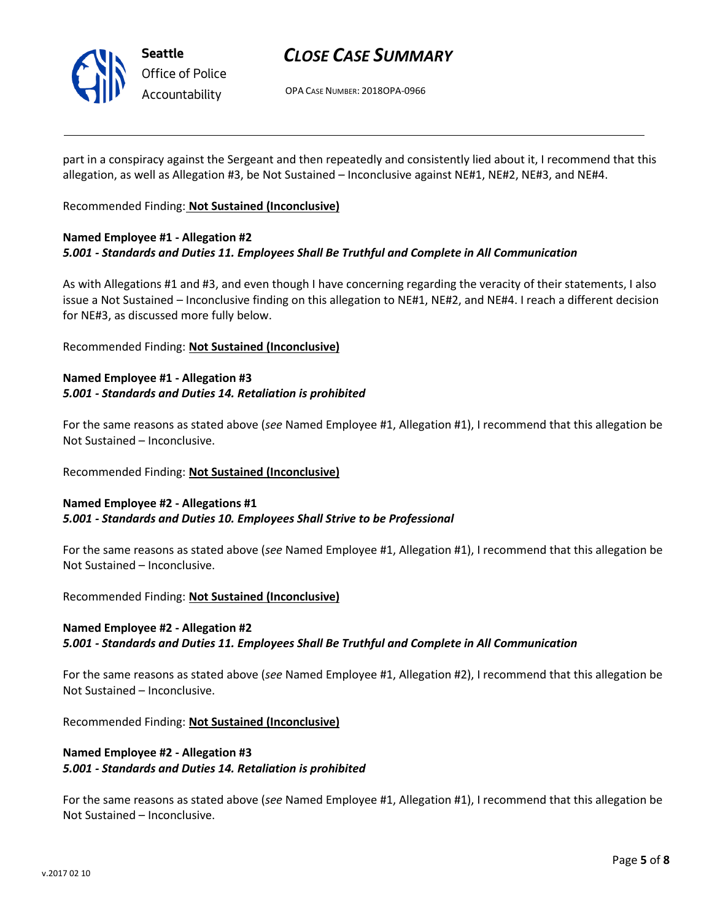part in a conspiracy against the Sergeant and then repeatedly and consistently lied about it, I recommend that this allegation, as well as Allegation #3, be Not Sustained – Inconclusive against NE#1, NE#2, NE#3, and NE#4.

Recommended Finding: **Not Sustained (Inconclusive)**

**Named Employee #1 - Allegation #2**
***5.001 - Standards and Duties 11. Employees Shall Be Truthful and Complete in All Communication***

As with Allegations #1 and #3, and even though I have concerning regarding the veracity of their statements, I also issue a Not Sustained – Inconclusive finding on this allegation to NE#1, NE#2, and NE#4. I reach a different decision for NE#3, as discussed more fully below.

Recommended Finding: **Not Sustained (Inconclusive)**

**Named Employee #1 - Allegation #3**
***5.001 - Standards and Duties 14. Retaliation is prohibited***

For the same reasons as stated above (*see* Named Employee #1, Allegation #1), I recommend that this allegation be Not Sustained – Inconclusive.

Recommended Finding: **Not Sustained (Inconclusive)**

**Named Employee #2 - Allegations #1**
***5.001 - Standards and Duties 10. Employees Shall Strive to be Professional***

For the same reasons as stated above (*see* Named Employee #1, Allegation #1), I recommend that this allegation be Not Sustained – Inconclusive.

Recommended Finding: **Not Sustained (Inconclusive)**

**Named Employee #2 - Allegation #2**
***5.001 - Standards and Duties 11. Employees Shall Be Truthful and Complete in All Communication***

For the same reasons as stated above (*see* Named Employee #1, Allegation #2), I recommend that this allegation be Not Sustained – Inconclusive.

Recommended Finding: **Not Sustained (Inconclusive)**

**Named Employee #2 - Allegation #3**
***5.001 - Standards and Duties 14. Retaliation is prohibited***

For the same reasons as stated above (*see* Named Employee #1, Allegation #1), I recommend that this allegation be Not Sustained – Inconclusive.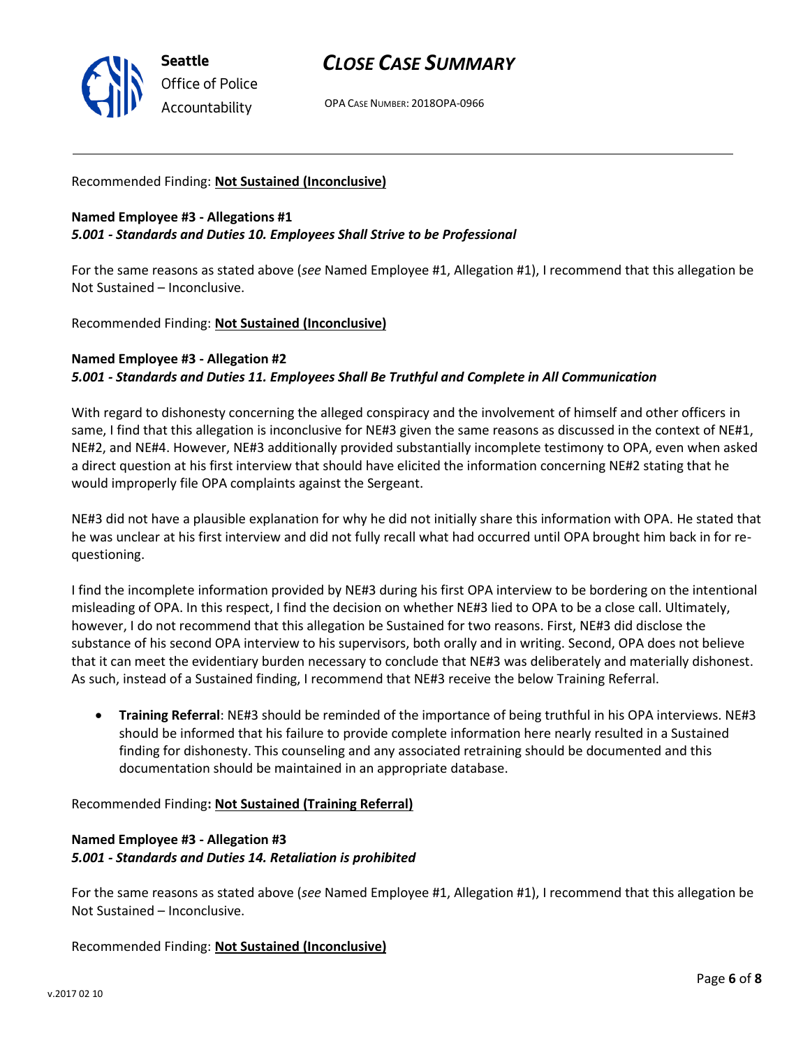Recommended Finding: **Not Sustained (Inconclusive)**

**Named Employee #3 - Allegations #1**
***5.001 - Standards and Duties 10. Employees Shall Strive to be Professional***

For the same reasons as stated above (*see* Named Employee #1, Allegation #1), I recommend that this allegation be Not Sustained – Inconclusive.

Recommended Finding: **Not Sustained (Inconclusive)**

**Named Employee #3 - Allegation #2**
***5.001 - Standards and Duties 11. Employees Shall Be Truthful and Complete in All Communication***

With regard to dishonesty concerning the alleged conspiracy and the involvement of himself and other officers in same, I find that this allegation is inconclusive for NE#3 given the same reasons as discussed in the context of NE#1, NE#2, and NE#4. However, NE#3 additionally provided substantially incomplete testimony to OPA, even when asked a direct question at his first interview that should have elicited the information concerning NE#2 stating that he would improperly file OPA complaints against the Sergeant.

NE#3 did not have a plausible explanation for why he did not initially share this information with OPA. He stated that he was unclear at his first interview and did not fully recall what had occurred until OPA brought him back in for re-questioning.

I find the incomplete information provided by NE#3 during his first OPA interview to be bordering on the intentional misleading of OPA. In this respect, I find the decision on whether NE#3 lied to OPA to be a close call. Ultimately, however, I do not recommend that this allegation be Sustained for two reasons. First, NE#3 did disclose the substance of his second OPA interview to his supervisors, both orally and in writing. Second, OPA does not believe that it can meet the evidentiary burden necessary to conclude that NE#3 was deliberately and materially dishonest. As such, instead of a Sustained finding, I recommend that NE#3 receive the below Training Referral.

- **Training Referral**: NE#3 should be reminded of the importance of being truthful in his OPA interviews. NE#3 should be informed that his failure to provide complete information here nearly resulted in a Sustained finding for dishonesty. This counseling and any associated retraining should be documented and this documentation should be maintained in an appropriate database.

Recommended Finding**: Not Sustained (Training Referral)**

**Named Employee #3 - Allegation #3**
***5.001 - Standards and Duties 14. Retaliation is prohibited***

For the same reasons as stated above (*see* Named Employee #1, Allegation #1), I recommend that this allegation be Not Sustained – Inconclusive.

Recommended Finding: **Not Sustained (Inconclusive)**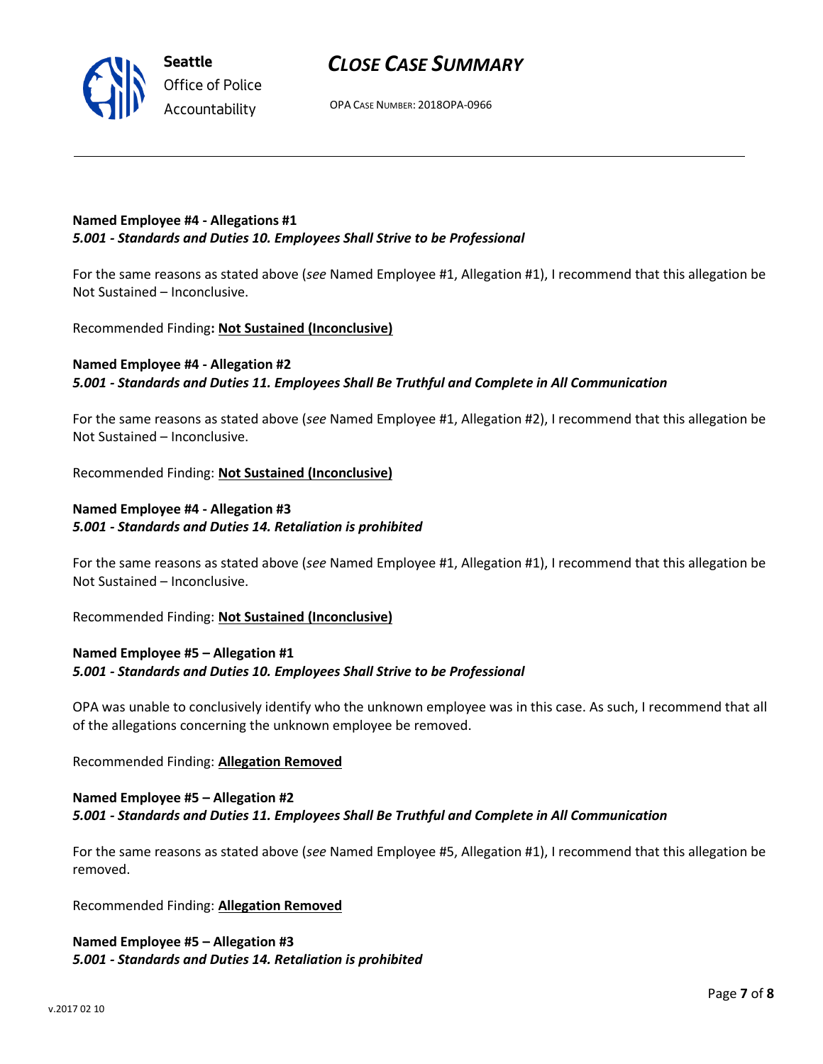**Named Employee #4 - Allegations #1**
***5.001 - Standards and Duties 10. Employees Shall Strive to be Professional***

For the same reasons as stated above (*see* Named Employee #1, Allegation #1), I recommend that this allegation be Not Sustained – Inconclusive.

Recommended Finding**: Not Sustained (Inconclusive)**

**Named Employee #4 - Allegation #2**
***5.001 - Standards and Duties 11. Employees Shall Be Truthful and Complete in All Communication***

For the same reasons as stated above (*see* Named Employee #1, Allegation #2), I recommend that this allegation be Not Sustained – Inconclusive.

Recommended Finding: **Not Sustained (Inconclusive)**

**Named Employee #4 - Allegation #3**
***5.001 - Standards and Duties 14. Retaliation is prohibited***

For the same reasons as stated above (*see* Named Employee #1, Allegation #1), I recommend that this allegation be Not Sustained – Inconclusive.

Recommended Finding: **Not Sustained (Inconclusive)**

**Named Employee #5 – Allegation #1**
***5.001 - Standards and Duties 10. Employees Shall Strive to be Professional***

OPA was unable to conclusively identify who the unknown employee was in this case. As such, I recommend that all of the allegations concerning the unknown employee be removed.

Recommended Finding: **Allegation Removed**

**Named Employee #5 – Allegation #2**
***5.001 - Standards and Duties 11. Employees Shall Be Truthful and Complete in All Communication***

For the same reasons as stated above (*see* Named Employee #5, Allegation #1), I recommend that this allegation be removed.

Recommended Finding: **Allegation Removed**

**Named Employee #5 – Allegation #3**
***5.001 - Standards and Duties 14. Retaliation is prohibited***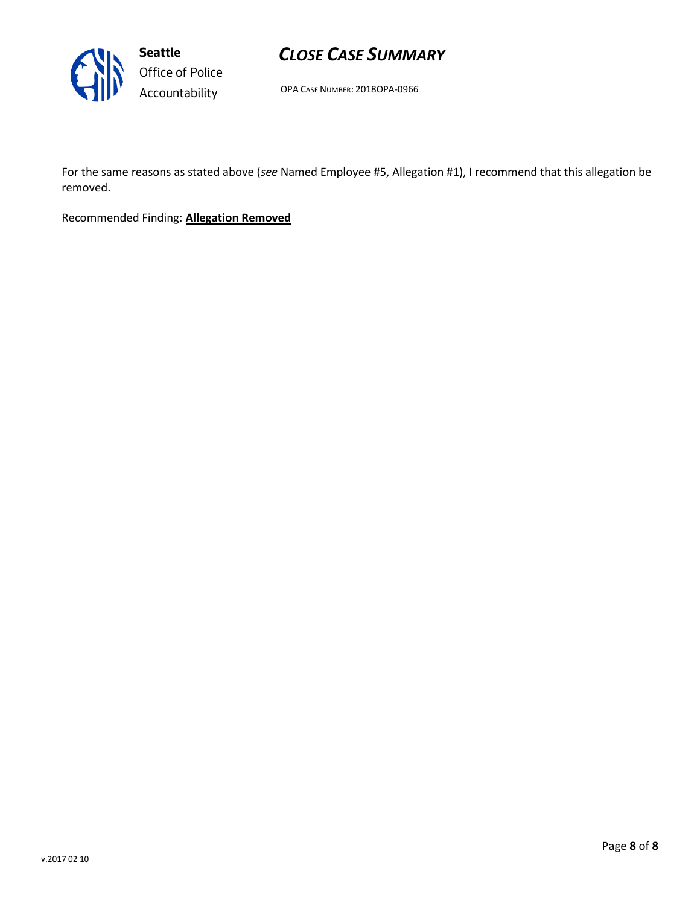For the same reasons as stated above (*see* Named Employee #5, Allegation #1), I recommend that this allegation be removed.

Recommended Finding: **Allegation Removed**